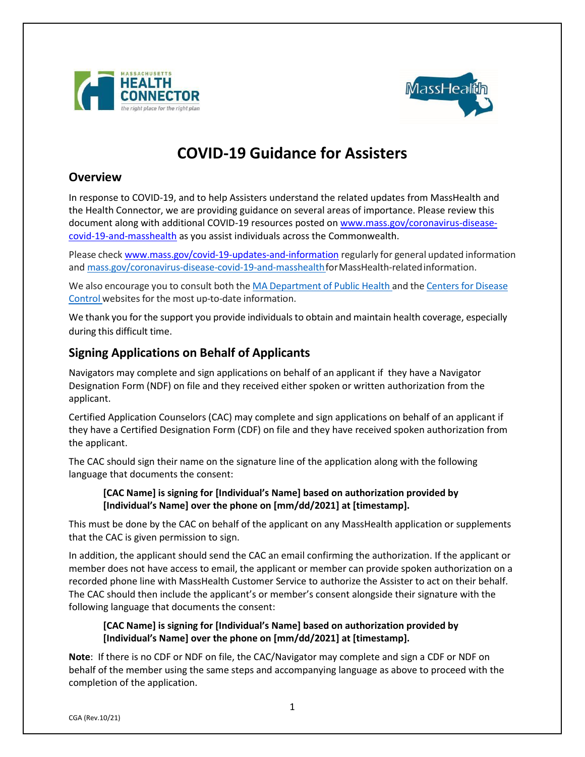# COVID-19 Guidance for Assisters

## Overview

In response to COVID-19, and to help Assisters understand the related updates from MassHealth and the Health Connector, we are providing guidance on several areas of importance. Please review this document along with additional COVID-19 resources posted on www.mass.gov/coronavirus-disease-covid-19-and-masshealth as you assist individuals across the Commonwealth.

Please check www.mass.gov/covid-19-updates-and-information regularly for general updated information and mass.gov/coronavirus-disease-covid-19-and-masshealth for MassHealth-related information.

We also encourage you to consult both the MA Department of Public Health and the Centers for Disease Control websites for the most up-to-date information.

We thank you for the support you provide individuals to obtain and maintain health coverage, especially during this difficult time.

## Signing Applications on Behalf of Applicants

Navigators may complete and sign applications on behalf of an applicant if they have a Navigator Designation Form (NDF) on file and they received either spoken or written authorization from the applicant.

Certified Application Counselors (CAC) may complete and sign applications on behalf of an applicant if they have a Certified Designation Form (CDF) on file and they have received spoken authorization from the applicant.

The CAC should sign their name on the signature line of the application along with the following language that documents the consent:

> **[CAC Name] is signing for [Individual's Name] based on authorization provided by [Individual's Name] over the phone on [mm/dd/2021] at [timestamp].**

This must be done by the CAC on behalf of the applicant on any MassHealth application or supplements that the CAC is given permission to sign.

In addition, the applicant should send the CAC an email confirming the authorization. If the applicant or member does not have access to email, the applicant or member can provide spoken authorization on a recorded phone line with MassHealth Customer Service to authorize the Assister to act on their behalf. The CAC should then include the applicant's or member's consent alongside their signature with the following language that documents the consent:

> **[CAC Name] is signing for [Individual's Name] based on authorization provided by [Individual's Name] over the phone on [mm/dd/2021] at [timestamp].**

**Note**: If there is no CDF or NDF on file, the CAC/Navigator may complete and sign a CDF or NDF on behalf of the member using the same steps and accompanying language as above to proceed with the completion of the application.

CGA (Rev.10/21)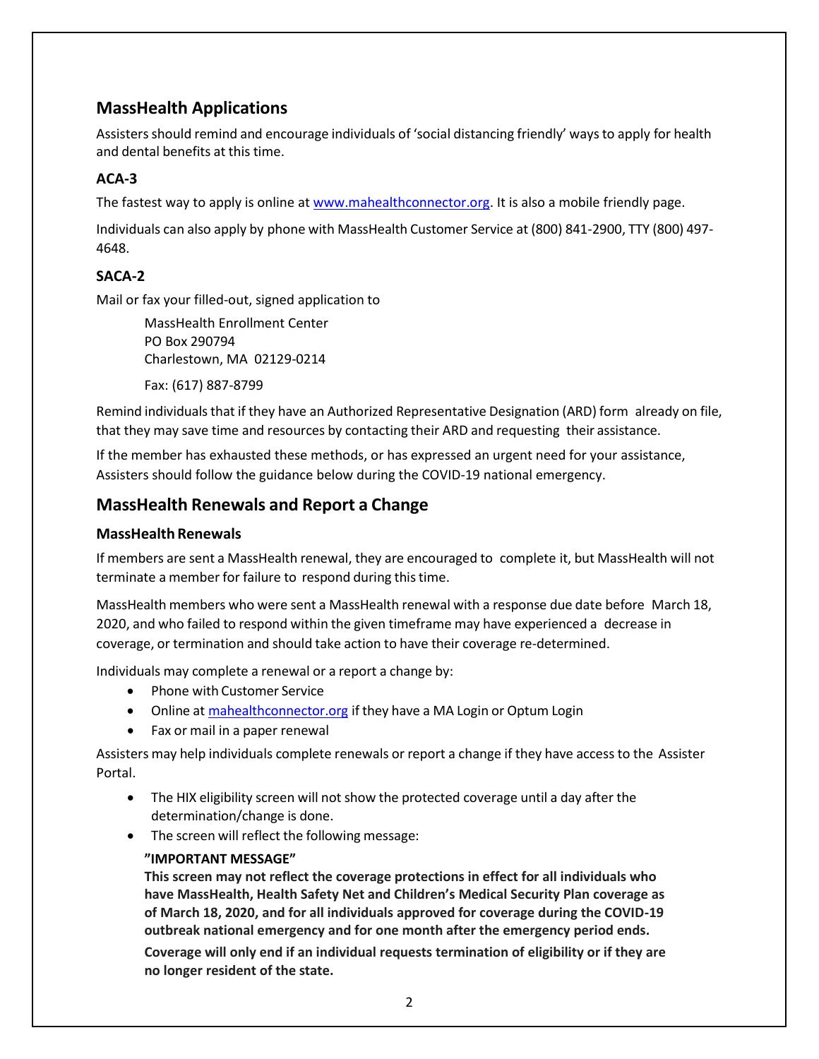## MassHealth Applications

Assisters should remind and encourage individuals of 'social distancing friendly' ways to apply for health and dental benefits at this time.

### ACA-3

The fastest way to apply is online at [www.mahealthconnector.org](www.mahealthconnector.org). It is also a mobile friendly page.

Individuals can also apply by phone with MassHealth Customer Service at (800) 841-2900, TTY (800) 497-4648.

### SACA-2

Mail or fax your filled-out, signed application to

> MassHealth Enrollment Center
> PO Box 290794
> Charlestown, MA 02129-0214
>
> Fax: (617) 887-8799

Remind individuals that if they have an Authorized Representative Designation (ARD) form already on file, that they may save time and resources by contacting their ARD and requesting their assistance.

If the member has exhausted these methods, or has expressed an urgent need for your assistance, Assisters should follow the guidance below during the COVID-19 national emergency.

## MassHealth Renewals and Report a Change

### MassHealth Renewals

If members are sent a MassHealth renewal, they are encouraged to complete it, but MassHealth will not terminate a member for failure to respond during this time.

MassHealth members who were sent a MassHealth renewal with a response due date before March 18, 2020, and who failed to respond within the given timeframe may have experienced a decrease in coverage, or termination and should take action to have their coverage re-determined.

Individuals may complete a renewal or a report a change by:

- Phone with Customer Service
- Online at [mahealthconnector.org](mahealthconnector.org) if they have a MA Login or Optum Login
- Fax or mail in a paper renewal

Assisters may help individuals complete renewals or report a change if they have access to the Assister Portal.

- The HIX eligibility screen will not show the protected coverage until a day after the determination/change is done.
- The screen will reflect the following message:

  **"IMPORTANT MESSAGE"**
  **This screen may not reflect the coverage protections in effect for all individuals who have MassHealth, Health Safety Net and Children's Medical Security Plan coverage as of March 18, 2020, and for all individuals approved for coverage during the COVID-19 outbreak national emergency and for one month after the emergency period ends.**

  **Coverage will only end if an individual requests termination of eligibility or if they are no longer resident of the state.**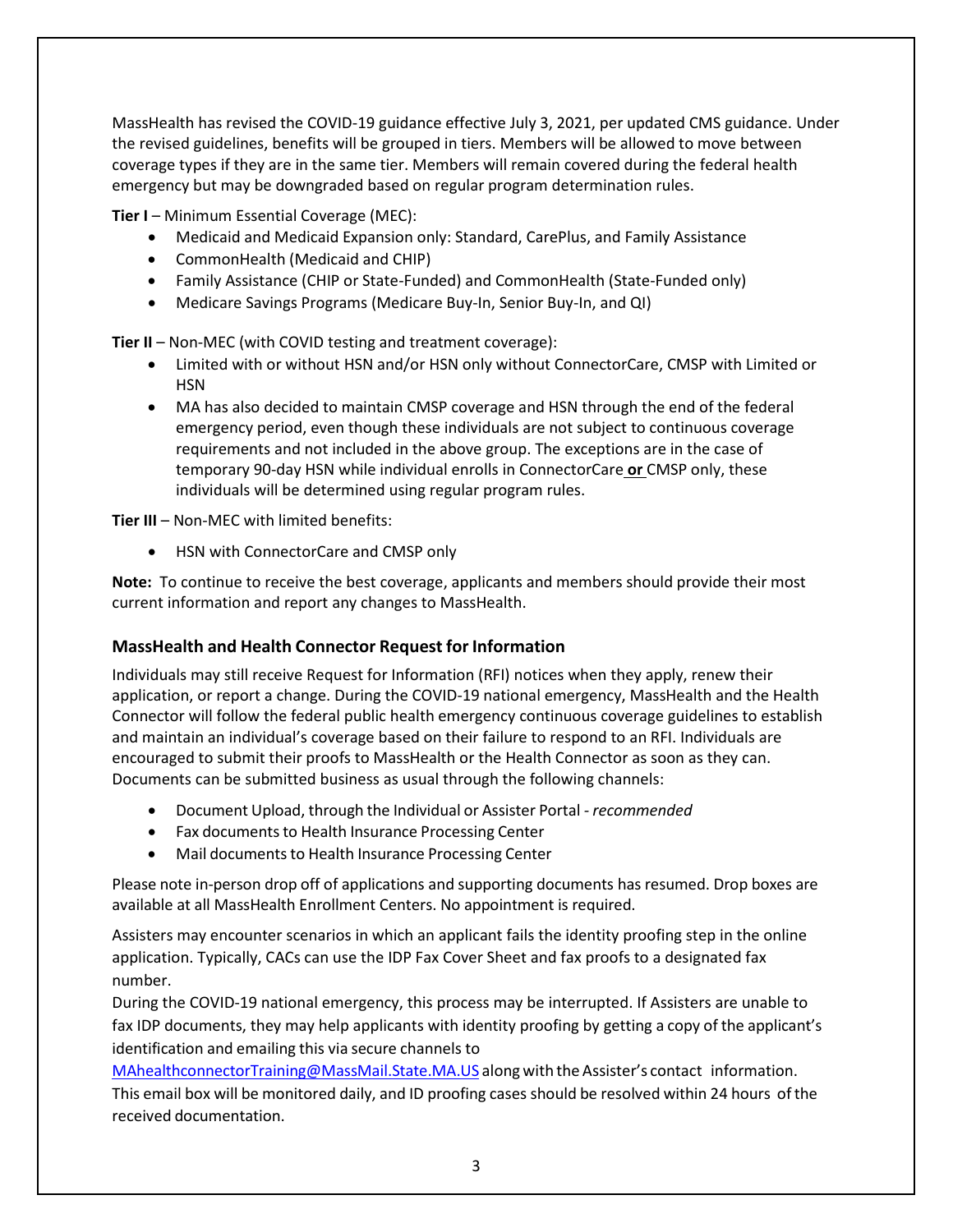MassHealth has revised the COVID-19 guidance effective July 3, 2021, per updated CMS guidance. Under the revised guidelines, benefits will be grouped in tiers. Members will be allowed to move between coverage types if they are in the same tier. Members will remain covered during the federal health emergency but may be downgraded based on regular program determination rules.

**Tier I** – Minimum Essential Coverage (MEC):

- Medicaid and Medicaid Expansion only: Standard, CarePlus, and Family Assistance
- CommonHealth (Medicaid and CHIP)
- Family Assistance (CHIP or State-Funded) and CommonHealth (State-Funded only)
- Medicare Savings Programs (Medicare Buy-In, Senior Buy-In, and QI)

**Tier II** – Non-MEC (with COVID testing and treatment coverage):

- Limited with or without HSN and/or HSN only without ConnectorCare, CMSP with Limited or HSN
- MA has also decided to maintain CMSP coverage and HSN through the end of the federal emergency period, even though these individuals are not subject to continuous coverage requirements and not included in the above group. The exceptions are in the case of temporary 90-day HSN while individual enrolls in ConnectorCare **or** CMSP only, these individuals will be determined using regular program rules.

**Tier III** – Non-MEC with limited benefits:

- HSN with ConnectorCare and CMSP only

**Note:** To continue to receive the best coverage, applicants and members should provide their most current information and report any changes to MassHealth.

### MassHealth and Health Connector Request for Information

Individuals may still receive Request for Information (RFI) notices when they apply, renew their application, or report a change. During the COVID-19 national emergency, MassHealth and the Health Connector will follow the federal public health emergency continuous coverage guidelines to establish and maintain an individual's coverage based on their failure to respond to an RFI. Individuals are encouraged to submit their proofs to MassHealth or the Health Connector as soon as they can. Documents can be submitted business as usual through the following channels:

- Document Upload, through the Individual or Assister Portal - *recommended*
- Fax documents to Health Insurance Processing Center
- Mail documents to Health Insurance Processing Center

Please note in-person drop off of applications and supporting documents has resumed. Drop boxes are available at all MassHealth Enrollment Centers. No appointment is required.

Assisters may encounter scenarios in which an applicant fails the identity proofing step in the online application. Typically, CACs can use the IDP Fax Cover Sheet and fax proofs to a designated fax number.

During the COVID-19 national emergency, this process may be interrupted. If Assisters are unable to fax IDP documents, they may help applicants with identity proofing by getting a copy of the applicant's identification and emailing this via secure channels to MAhealthconnectorTraining@MassMail.State.MA.US along with the Assister's contact information. This email box will be monitored daily, and ID proofing cases should be resolved within 24 hours of the received documentation.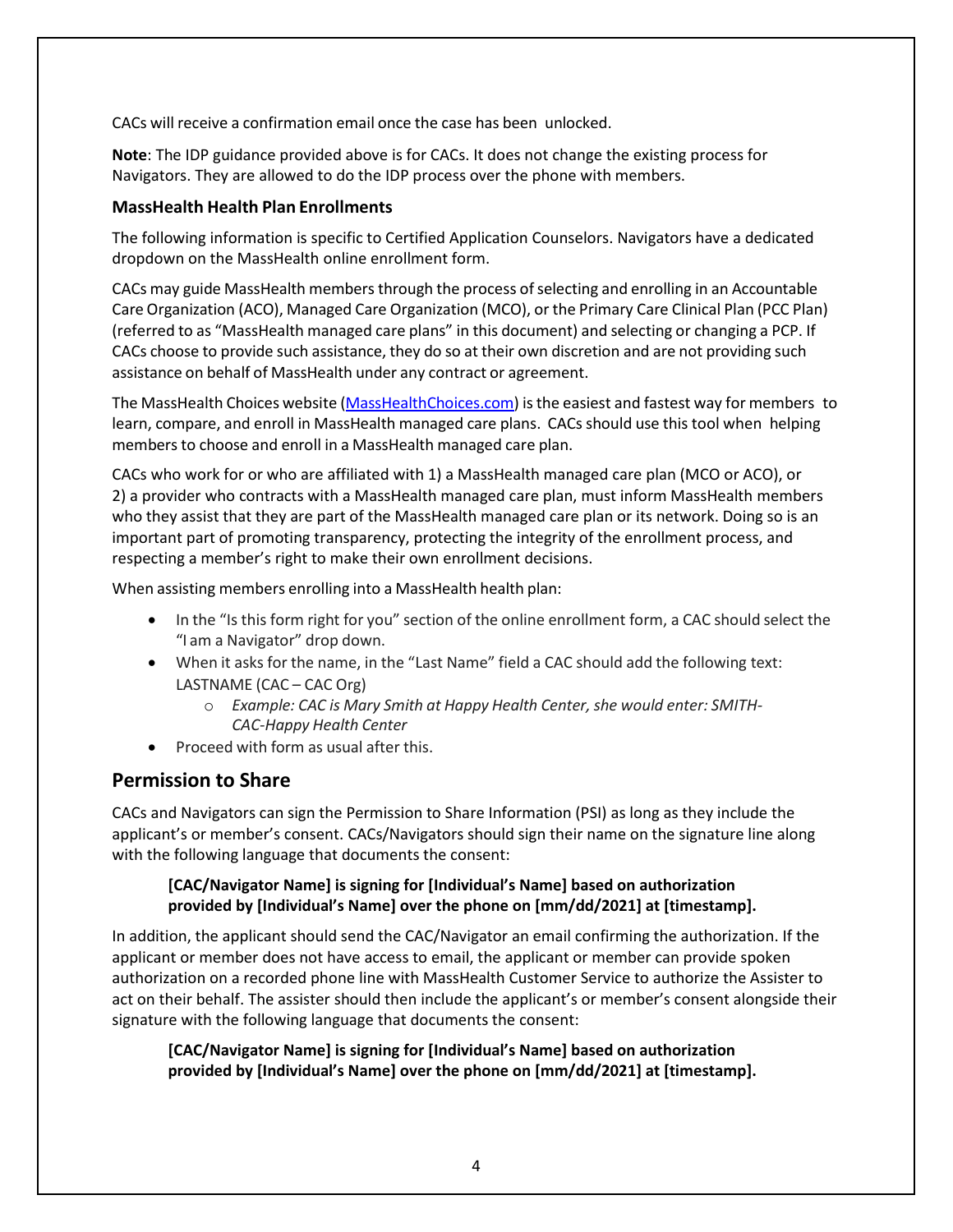CACs will receive a confirmation email once the case has been unlocked.

**Note**: The IDP guidance provided above is for CACs. It does not change the existing process for Navigators. They are allowed to do the IDP process over the phone with members.

### MassHealth Health Plan Enrollments

The following information is specific to Certified Application Counselors. Navigators have a dedicated dropdown on the MassHealth online enrollment form.

CACs may guide MassHealth members through the process of selecting and enrolling in an Accountable Care Organization (ACO), Managed Care Organization (MCO), or the Primary Care Clinical Plan (PCC Plan) (referred to as "MassHealth managed care plans" in this document) and selecting or changing a PCP. If CACs choose to provide such assistance, they do so at their own discretion and are not providing such assistance on behalf of MassHealth under any contract or agreement.

The MassHealth Choices website ([MassHealthChoices.com](MassHealthChoices.com)) is the easiest and fastest way for members to learn, compare, and enroll in MassHealth managed care plans. CACs should use this tool when helping members to choose and enroll in a MassHealth managed care plan.

CACs who work for or who are affiliated with 1) a MassHealth managed care plan (MCO or ACO), or 2) a provider who contracts with a MassHealth managed care plan, must inform MassHealth members who they assist that they are part of the MassHealth managed care plan or its network. Doing so is an important part of promoting transparency, protecting the integrity of the enrollment process, and respecting a member's right to make their own enrollment decisions.

When assisting members enrolling into a MassHealth health plan:

- In the "Is this form right for you" section of the online enrollment form, a CAC should select the "I am a Navigator" drop down.
- When it asks for the name, in the "Last Name" field a CAC should add the following text: LASTNAME (CAC – CAC Org)
  - *Example: CAC is Mary Smith at Happy Health Center, she would enter: SMITH-CAC-Happy Health Center*
- Proceed with form as usual after this.

## Permission to Share

CACs and Navigators can sign the Permission to Share Information (PSI) as long as they include the applicant's or member's consent. CACs/Navigators should sign their name on the signature line along with the following language that documents the consent:

> **[CAC/Navigator Name] is signing for [Individual's Name] based on authorization provided by [Individual's Name] over the phone on [mm/dd/2021] at [timestamp].**

In addition, the applicant should send the CAC/Navigator an email confirming the authorization. If the applicant or member does not have access to email, the applicant or member can provide spoken authorization on a recorded phone line with MassHealth Customer Service to authorize the Assister to act on their behalf. The assister should then include the applicant's or member's consent alongside their signature with the following language that documents the consent:

> **[CAC/Navigator Name] is signing for [Individual's Name] based on authorization provided by [Individual's Name] over the phone on [mm/dd/2021] at [timestamp].**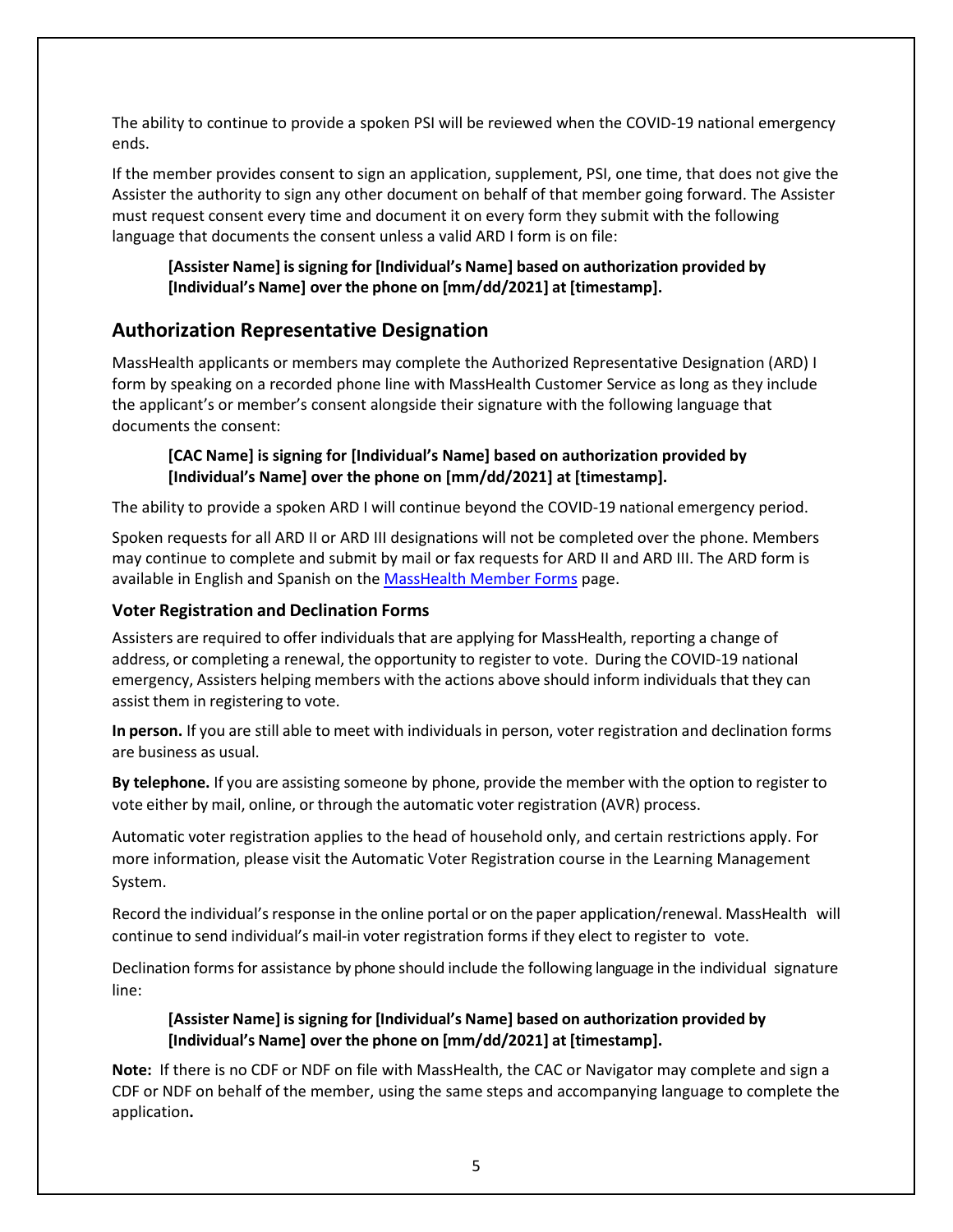The ability to continue to provide a spoken PSI will be reviewed when the COVID-19 national emergency ends.

If the member provides consent to sign an application, supplement, PSI, one time, that does not give the Assister the authority to sign any other document on behalf of that member going forward. The Assister must request consent every time and document it on every form they submit with the following language that documents the consent unless a valid ARD I form is on file:

> **[Assister Name] is signing for [Individual's Name] based on authorization provided by [Individual's Name] over the phone on [mm/dd/2021] at [timestamp].**

## Authorization Representative Designation

MassHealth applicants or members may complete the Authorized Representative Designation (ARD) I form by speaking on a recorded phone line with MassHealth Customer Service as long as they include the applicant's or member's consent alongside their signature with the following language that documents the consent:

> **[CAC Name] is signing for [Individual's Name] based on authorization provided by [Individual's Name] over the phone on [mm/dd/2021] at [timestamp].**

The ability to provide a spoken ARD I will continue beyond the COVID-19 national emergency period.

Spoken requests for all ARD II or ARD III designations will not be completed over the phone. Members may continue to complete and submit by mail or fax requests for ARD II and ARD III. The ARD form is available in English and Spanish on the MassHealth Member Forms page.

### Voter Registration and Declination Forms

Assisters are required to offer individuals that are applying for MassHealth, reporting a change of address, or completing a renewal, the opportunity to register to vote. During the COVID-19 national emergency, Assisters helping members with the actions above should inform individuals that they can assist them in registering to vote.

**In person.** If you are still able to meet with individuals in person, voter registration and declination forms are business as usual.

**By telephone.** If you are assisting someone by phone, provide the member with the option to register to vote either by mail, online, or through the automatic voter registration (AVR) process.

Automatic voter registration applies to the head of household only, and certain restrictions apply. For more information, please visit the Automatic Voter Registration course in the Learning Management System.

Record the individual's response in the online portal or on the paper application/renewal. MassHealth will continue to send individual's mail-in voter registration forms if they elect to register to vote.

Declination forms for assistance by phone should include the following language in the individual signature line:

> **[Assister Name] is signing for [Individual's Name] based on authorization provided by [Individual's Name] over the phone on [mm/dd/2021] at [timestamp].**

**Note:** If there is no CDF or NDF on file with MassHealth, the CAC or Navigator may complete and sign a CDF or NDF on behalf of the member, using the same steps and accompanying language to complete the application**.**